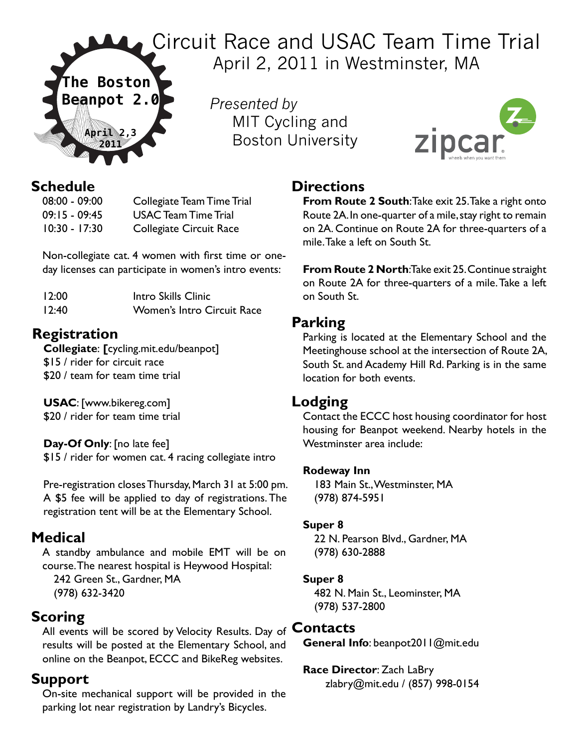The Boston Beanpot 2.0

April 2,3 2011

# Circuit Race and USAC Team Time Trial

April 2, 2011 in Westminster, MA

*Presented by*
MIT Cycling and
Boston University

zipcar
wheels when you want them

## Schedule

| | |
|---|---|
| 08:00 - 09:00 | Collegiate Team Time Trial |
| 09:15 - 09:45 | USAC Team Time Trial |
| 10:30 - 17:30 | Collegiate Circuit Race |

Non-collegiate cat. 4 women with first time or one-day licenses can participate in women's intro events:

| | |
|---|---|
| 12:00 | Intro Skills Clinic |
| 12:40 | Women's Intro Circuit Race |

## Registration

**Collegiate**: **[**cycling.mit.edu/beanpot]
$15 / rider for circuit race
$20 / team for team time trial

**USAC**: [www.bikereg.com]
$20 / rider for team time trial

**Day-Of Only**: [no late fee]
$15 / rider for women cat. 4 racing collegiate intro

Pre-registration closes Thursday, March 31 at 5:00 pm. A $5 fee will be applied to day of registrations. The registration tent will be at the Elementary School.

## Medical

A standby ambulance and mobile EMT will be on course. The nearest hospital is Heywood Hospital:
242 Green St., Gardner, MA
(978) 632-3420

## Scoring

All events will be scored by Velocity Results. Day of results will be posted at the Elementary School, and online on the Beanpot, ECCC and BikeReg websites.

## Support

On-site mechanical support will be provided in the parking lot near registration by Landry's Bicycles.

## Directions

**From Route 2 South**: Take exit 25. Take a right onto Route 2A. In one-quarter of a mile, stay right to remain on 2A. Continue on Route 2A for three-quarters of a mile. Take a left on South St.

**From Route 2 North**: Take exit 25. Continue straight on Route 2A for three-quarters of a mile. Take a left on South St.

## Parking

Parking is located at the Elementary School and the Meetinghouse school at the intersection of Route 2A, South St. and Academy Hill Rd. Parking is in the same location for both events.

## Lodging

Contact the ECCC host housing coordinator for host housing for Beanpot weekend. Nearby hotels in the Westminster area include:

**Rodeway Inn**
183 Main St., Westminster, MA
(978) 874-5951

**Super 8**
22 N. Pearson Blvd., Gardner, MA
(978) 630-2888

**Super 8**
482 N. Main St., Leominster, MA
(978) 537-2800

## Contacts

**General Info**: beanpot2011@mit.edu

**Race Director**: Zach LaBry
zlabry@mit.edu / (857) 998-0154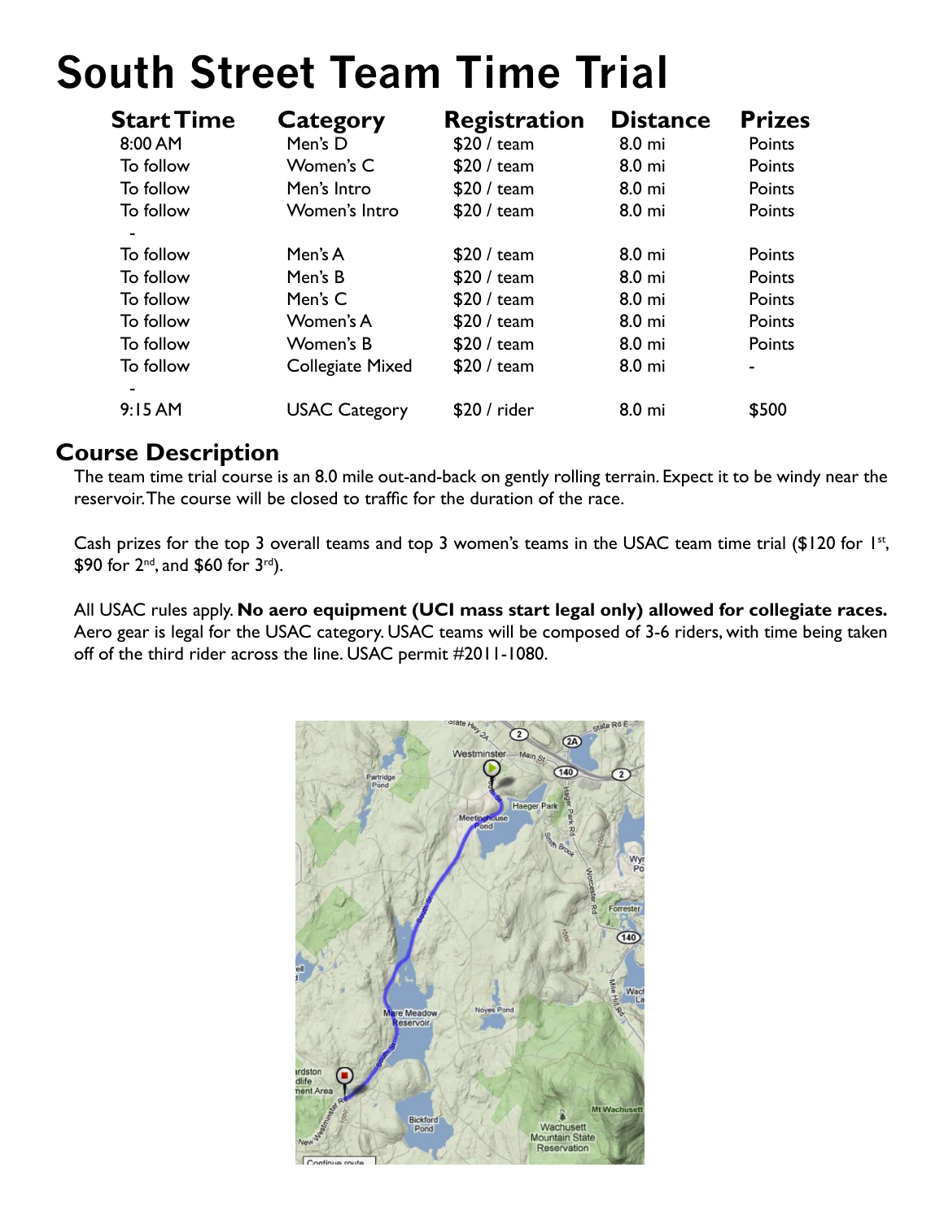# South Street Team Time Trial

| Start Time | Category | Registration | Distance | Prizes |
|---|---|---|---|---|
| 8:00 AM | Men's D | $20 / team | 8.0 mi | Points |
| To follow | Women's C | $20 / team | 8.0 mi | Points |
| To follow | Men's Intro | $20 / team | 8.0 mi | Points |
| To follow | Women's Intro | $20 / team | 8.0 mi | Points |
| - | | | | |
| To follow | Men's A | $20 / team | 8.0 mi | Points |
| To follow | Men's B | $20 / team | 8.0 mi | Points |
| To follow | Men's C | $20 / team | 8.0 mi | Points |
| To follow | Women's A | $20 / team | 8.0 mi | Points |
| To follow | Women's B | $20 / team | 8.0 mi | Points |
| To follow | Collegiate Mixed | $20 / team | 8.0 mi | - |
| - | | | | |
| 9:15 AM | USAC Category | $20 / rider | 8.0 mi | $500 |

## Course Description

The team time trial course is an 8.0 mile out-and-back on gently rolling terrain. Expect it to be windy near the reservoir. The course will be closed to traffic for the duration of the race.

Cash prizes for the top 3 overall teams and top 3 women's teams in the USAC team time trial ($120 for 1st, $90 for 2nd, and $60 for 3rd).

All USAC rules apply. **No aero equipment (UCI mass start legal only) allowed for collegiate races.** Aero gear is legal for the USAC category. USAC teams will be composed of 3-6 riders, with time being taken off of the third rider across the line. USAC permit #2011-1080.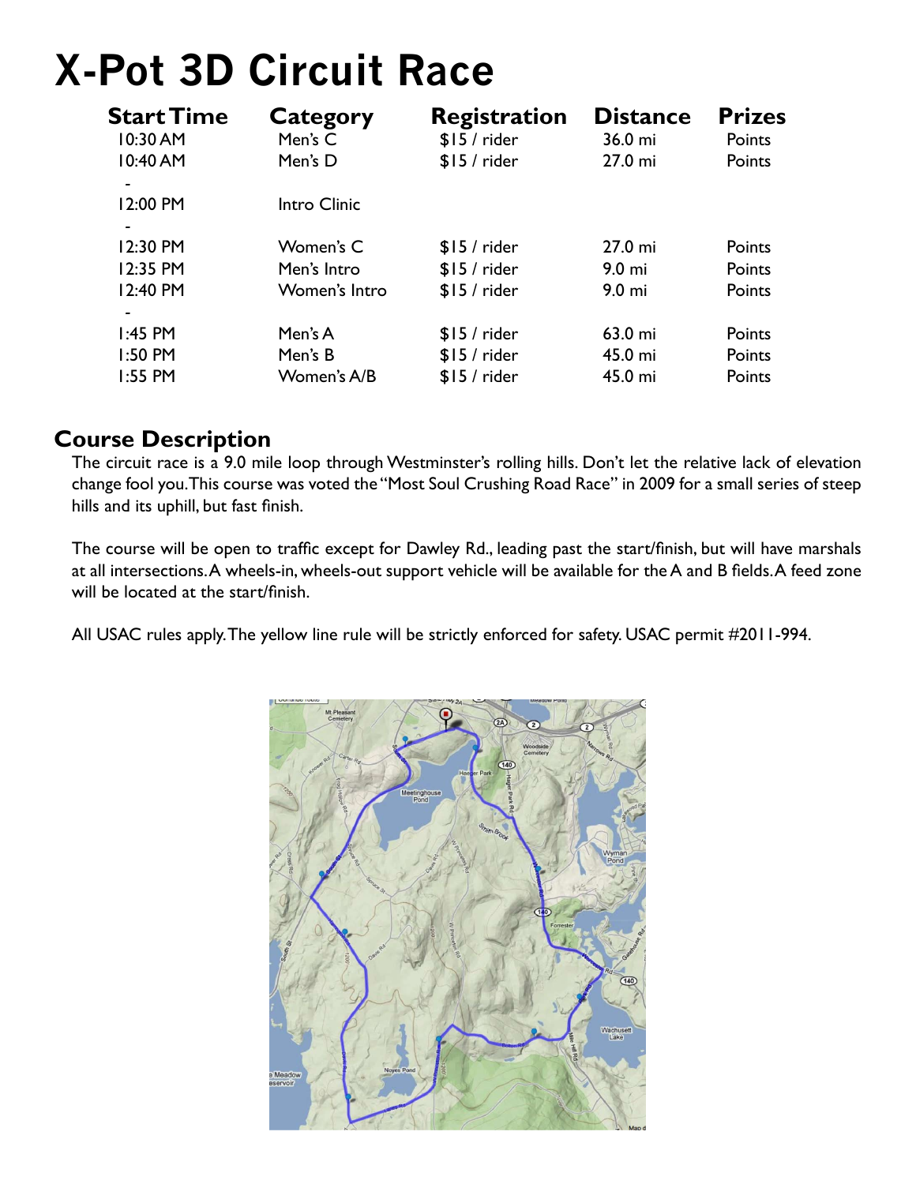# X-Pot 3D Circuit Race

| Start Time | Category | Registration | Distance | Prizes |
|---|---|---|---|---|
| 10:30 AM | Men's C | $15 / rider | 36.0 mi | Points |
| 10:40 AM | Men's D | $15 / rider | 27.0 mi | Points |
| - | | | | |
| 12:00 PM | Intro Clinic | | | |
| - | | | | |
| 12:30 PM | Women's C | $15 / rider | 27.0 mi | Points |
| 12:35 PM | Men's Intro | $15 / rider | 9.0 mi | Points |
| 12:40 PM | Women's Intro | $15 / rider | 9.0 mi | Points |
| - | | | | |
| 1:45 PM | Men's A | $15 / rider | 63.0 mi | Points |
| 1:50 PM | Men's B | $15 / rider | 45.0 mi | Points |
| 1:55 PM | Women's A/B | $15 / rider | 45.0 mi | Points |

## Course Description

The circuit race is a 9.0 mile loop through Westminster's rolling hills. Don't let the relative lack of elevation change fool you. This course was voted the "Most Soul Crushing Road Race" in 2009 for a small series of steep hills and its uphill, but fast finish.

The course will be open to traffic except for Dawley Rd., leading past the start/finish, but will have marshals at all intersections. A wheels-in, wheels-out support vehicle will be available for the A and B fields. A feed zone will be located at the start/finish.

All USAC rules apply. The yellow line rule will be strictly enforced for safety. USAC permit #2011-994.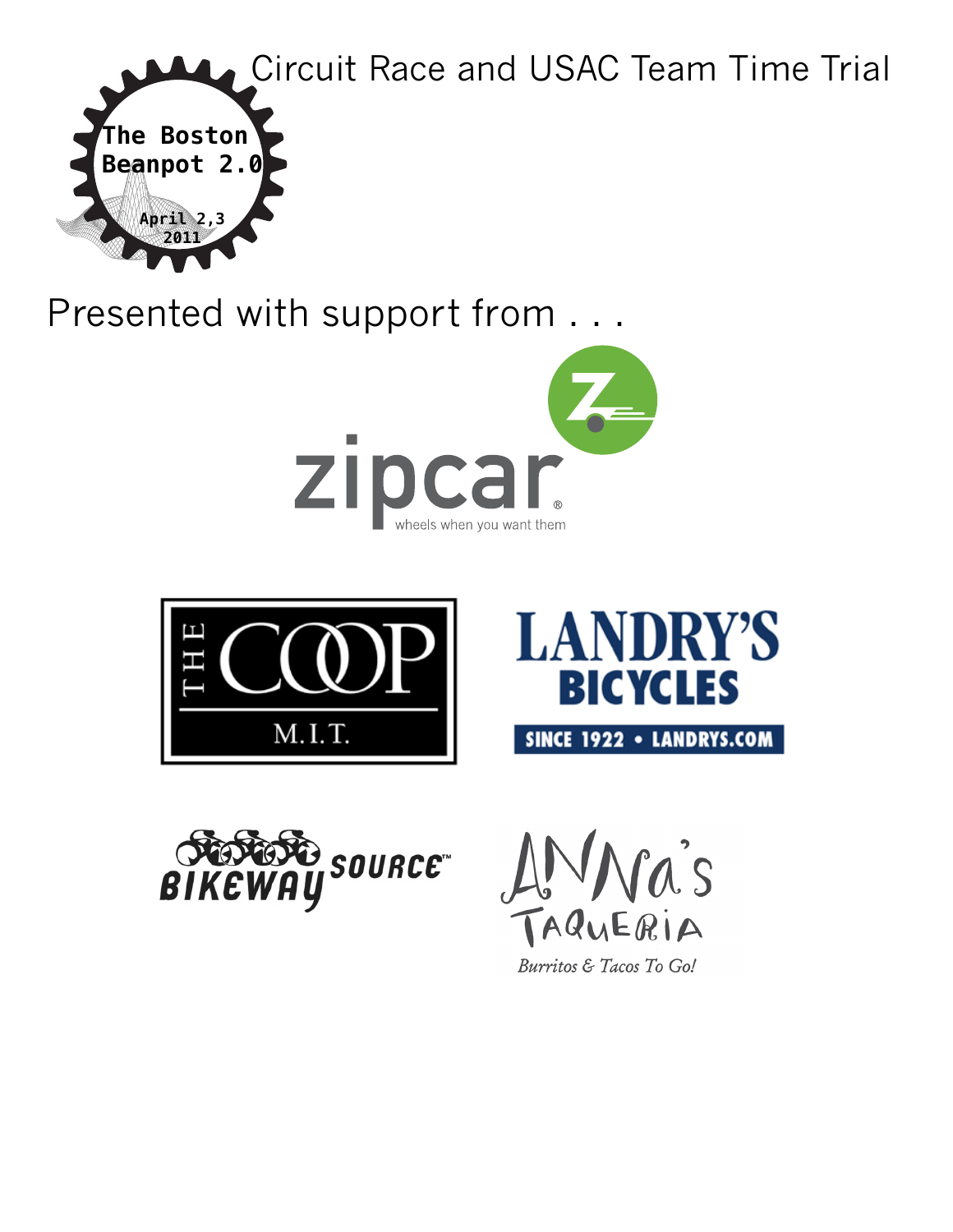The Boston Beanpot 2.0

April 2,3 2011

Circuit Race and USAC Team Time Trial

Presented with support from . . .

zipcar

wheels when you want them

THE COOP

M.I.T.

LANDRY'S BICYCLES

SINCE 1922 • LANDRYS.COM

BIKEWAY SOURCE™

ANNA's TAQUERIA

Burritos & Tacos To Go!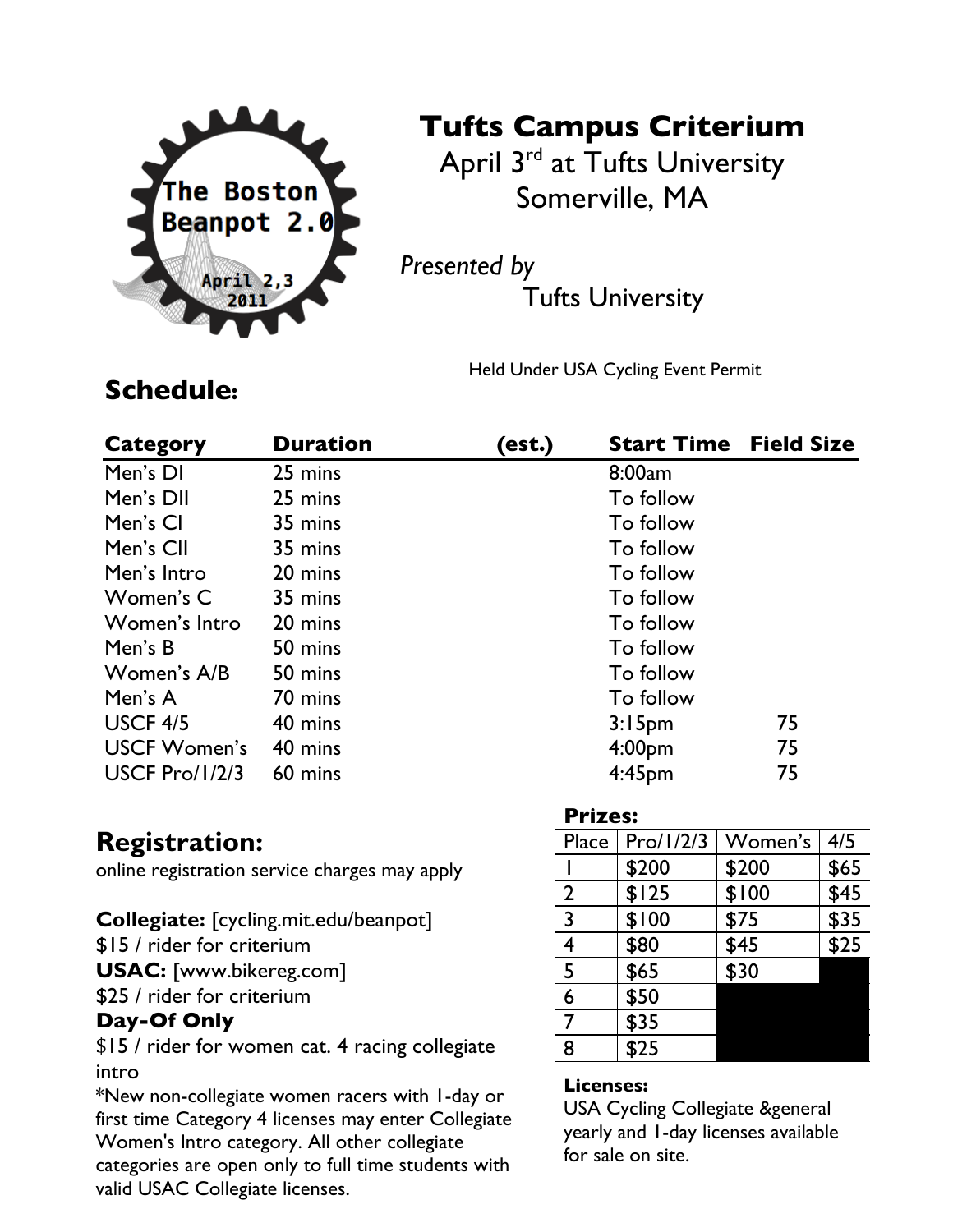The Boston Beanpot 2.0

April 2,3 2011

# Tufts Campus Criterium

April 3rd at Tufts University
Somerville, MA

*Presented by*
Tufts University

Held Under USA Cycling Event Permit

## Schedule:

| Category | Duration (est.) | Start Time | Field Size |
|---|---|---|---|
| Men's DI | 25 mins | 8:00am | |
| Men's DII | 25 mins | To follow | |
| Men's CI | 35 mins | To follow | |
| Men's CII | 35 mins | To follow | |
| Men's Intro | 20 mins | To follow | |
| Women's C | 35 mins | To follow | |
| Women's Intro | 20 mins | To follow | |
| Men's B | 50 mins | To follow | |
| Women's A/B | 50 mins | To follow | |
| Men's A | 70 mins | To follow | |
| USCF 4/5 | 40 mins | 3:15pm | 75 |
| USCF Women's | 40 mins | 4:00pm | 75 |
| USCF Pro/1/2/3 | 60 mins | 4:45pm | 75 |

## Registration:

online registration service charges may apply

**Collegiate:** [cycling.mit.edu/beanpot]
$15 / rider for criterium
**USAC:** [www.bikereg.com]
$25 / rider for criterium
**Day-Of Only**
$15 / rider for women cat. 4 racing collegiate intro
*New non-collegiate women racers with 1-day or first time Category 4 licenses may enter Collegiate Women's Intro category. All other collegiate categories are open only to full time students with valid USAC Collegiate licenses.

**Prizes:**

| Place | Pro/1/2/3 | Women's | 4/5 |
|---|---|---|---|
| 1 | $200 | $200 | $65 |
| 2 | $125 | $100 | $45 |
| 3 | $100 | $75 | $35 |
| 4 | $80 | $45 | $25 |
| 5 | $65 | $30 | |
| 6 | $50 | | |
| 7 | $35 | | |
| 8 | $25 | | |

**Licenses:**
USA Cycling Collegiate &general yearly and 1-day licenses available for sale on site.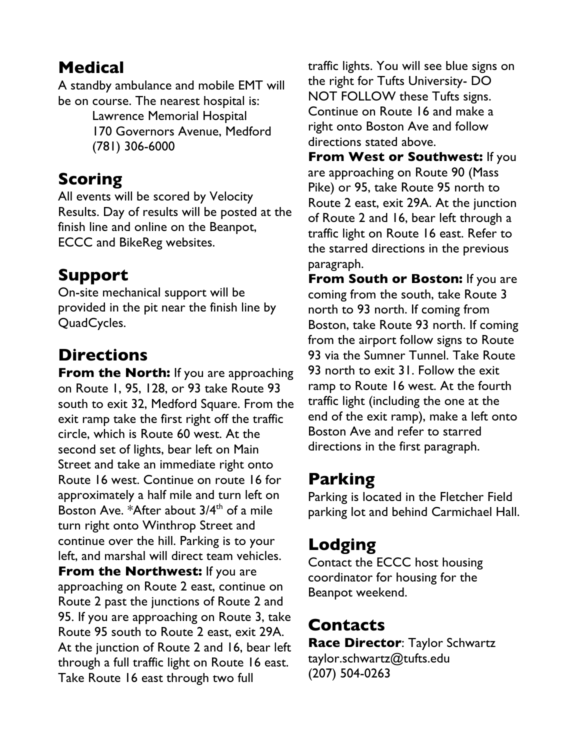## Medical

A standby ambulance and mobile EMT will be on course. The nearest hospital is:

Lawrence Memorial Hospital
170 Governors Avenue, Medford
(781) 306-6000

## Scoring

All events will be scored by Velocity Results. Day of results will be posted at the finish line and online on the Beanpot, ECCC and BikeReg websites.

## Support

On-site mechanical support will be provided in the pit near the finish line by QuadCycles.

## Directions

**From the North:** If you are approaching on Route 1, 95, 128, or 93 take Route 93 south to exit 32, Medford Square. From the exit ramp take the first right off the traffic circle, which is Route 60 west. At the second set of lights, bear left on Main Street and take an immediate right onto Route 16 west. Continue on route 16 for approximately a half mile and turn left on Boston Ave. *After about 3/4th of a mile turn right onto Winthrop Street and continue over the hill. Parking is to your left, and marshal will direct team vehicles.

**From the Northwest:** If you are approaching on Route 2 east, continue on Route 2 past the junctions of Route 2 and 95. If you are approaching on Route 3, take Route 95 south to Route 2 east, exit 29A. At the junction of Route 2 and 16, bear left through a full traffic light on Route 16 east. Take Route 16 east through two full traffic lights. You will see blue signs on the right for Tufts University- DO NOT FOLLOW these Tufts signs. Continue on Route 16 and make a right onto Boston Ave and follow directions stated above.

**From West or Southwest:** If you are approaching on Route 90 (Mass Pike) or 95, take Route 95 north to Route 2 east, exit 29A. At the junction of Route 2 and 16, bear left through a traffic light on Route 16 east. Refer to the starred directions in the previous paragraph.

**From South or Boston:** If you are coming from the south, take Route 3 north to 93 north. If coming from Boston, take Route 93 north. If coming from the airport follow signs to Route 93 via the Sumner Tunnel. Take Route 93 north to exit 31. Follow the exit ramp to Route 16 west. At the fourth traffic light (including the one at the end of the exit ramp), make a left onto Boston Ave and refer to starred directions in the first paragraph.

## Parking

Parking is located in the Fletcher Field parking lot and behind Carmichael Hall.

## Lodging

Contact the ECCC host housing coordinator for housing for the Beanpot weekend.

## Contacts

**Race Director**: Taylor Schwartz
taylor.schwartz@tufts.edu
(207) 504-0263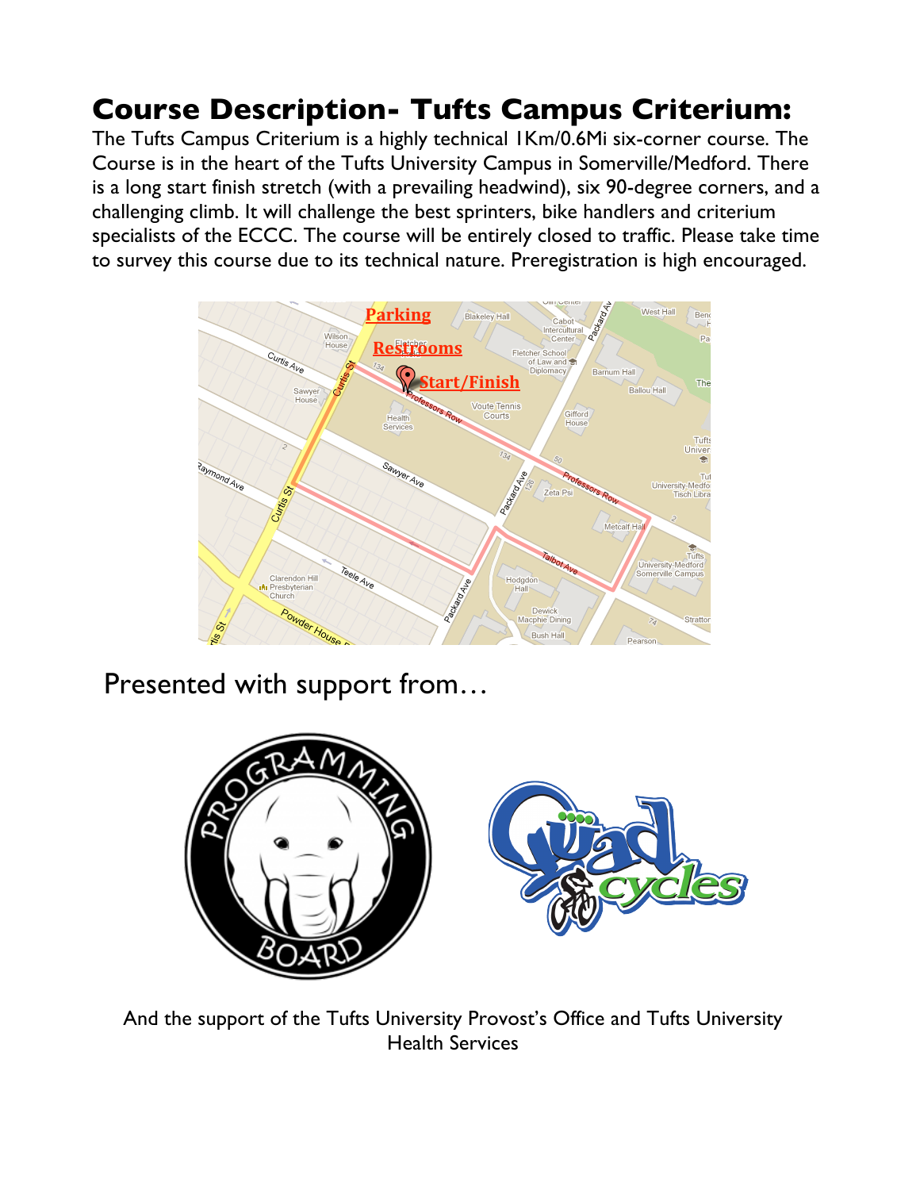# Course Description- Tufts Campus Criterium:

The Tufts Campus Criterium is a highly technical 1Km/0.6Mi six-corner course. The Course is in the heart of the Tufts University Campus in Somerville/Medford. There is a long start finish stretch (with a prevailing headwind), six 90-degree corners, and a challenging climb. It will challenge the best sprinters, bike handlers and criterium specialists of the ECCC. The course will be entirely closed to traffic. Please take time to survey this course due to its technical nature. Preregistration is high encouraged.

Parking

Restrooms

Start/Finish

Presented with support from…

And the support of the Tufts University Provost's Office and Tufts University Health Services